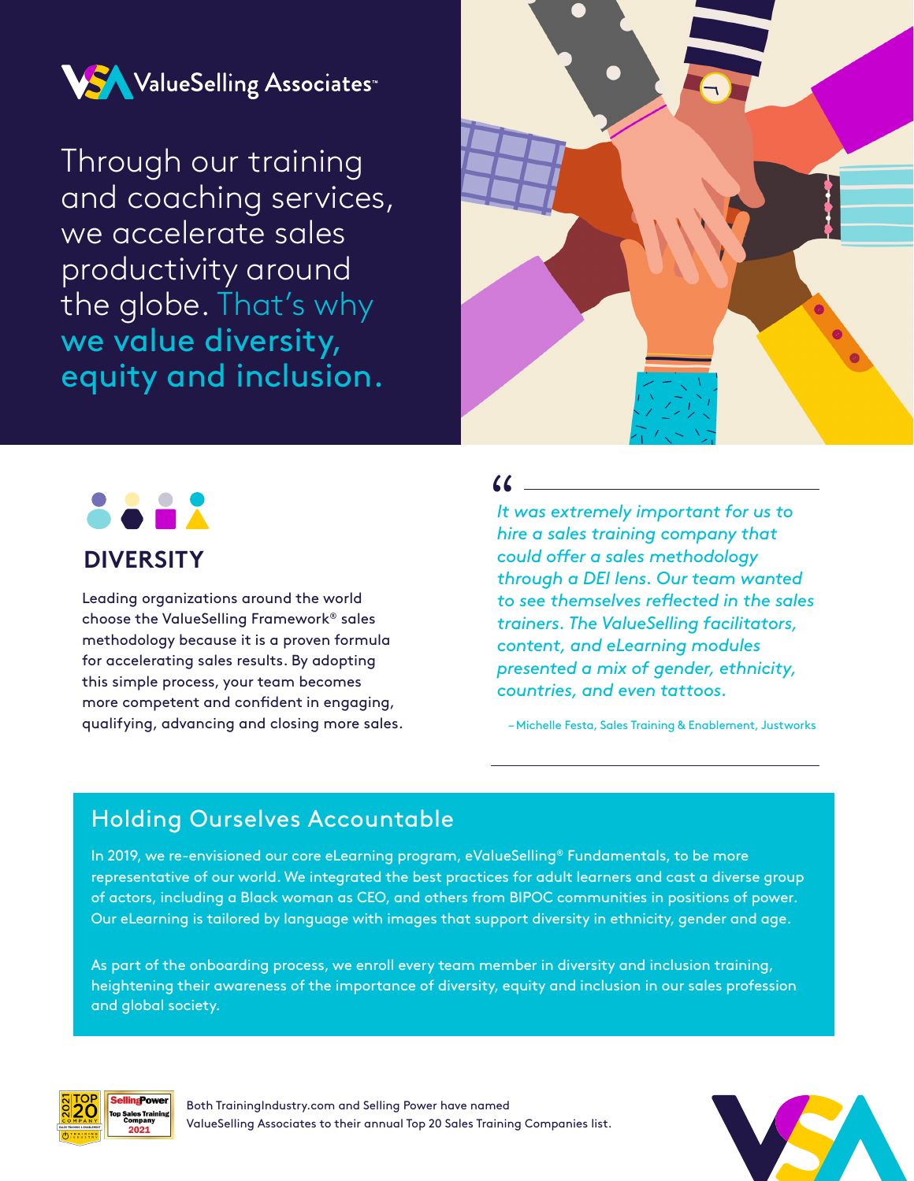ValueSelling Associates™

# Through our training and coaching services, we accelerate sales productivity around the globe. That's why we value diversity, equity and inclusion.

## DIVERSITY

Leading organizations around the world choose the ValueSelling Framework® sales methodology because it is a proven formula for accelerating sales results. By adopting this simple process, your team becomes more competent and confident in engaging, qualifying, advancing and closing more sales.

> *"It was extremely important for us to hire a sales training company that could offer a sales methodology through a DEI lens. Our team wanted to see themselves reflected in the sales trainers. The ValueSelling facilitators, content, and eLearning modules presented a mix of gender, ethnicity, countries, and even tattoos.*
>
> – Michelle Festa, Sales Training & Enablement, Justworks

## Holding Ourselves Accountable

In 2019, we re-envisioned our core eLearning program, eValueSelling® Fundamentals, to be more representative of our world. We integrated the best practices for adult learners and cast a diverse group of actors, including a Black woman as CEO, and others from BIPOC communities in positions of power. Our eLearning is tailored by language with images that support diversity in ethnicity, gender and age.

As part of the onboarding process, we enroll every team member in diversity and inclusion training, heightening their awareness of the importance of diversity, equity and inclusion in our sales profession and global society.

2021 TOP 20 COMPANY SALES TRAINING & ENABLEMENT — TRAINING INDUSTRY

SellingPower Top Sales Training Company 2021

Both TrainingIndustry.com and Selling Power have named ValueSelling Associates to their annual Top 20 Sales Training Companies list.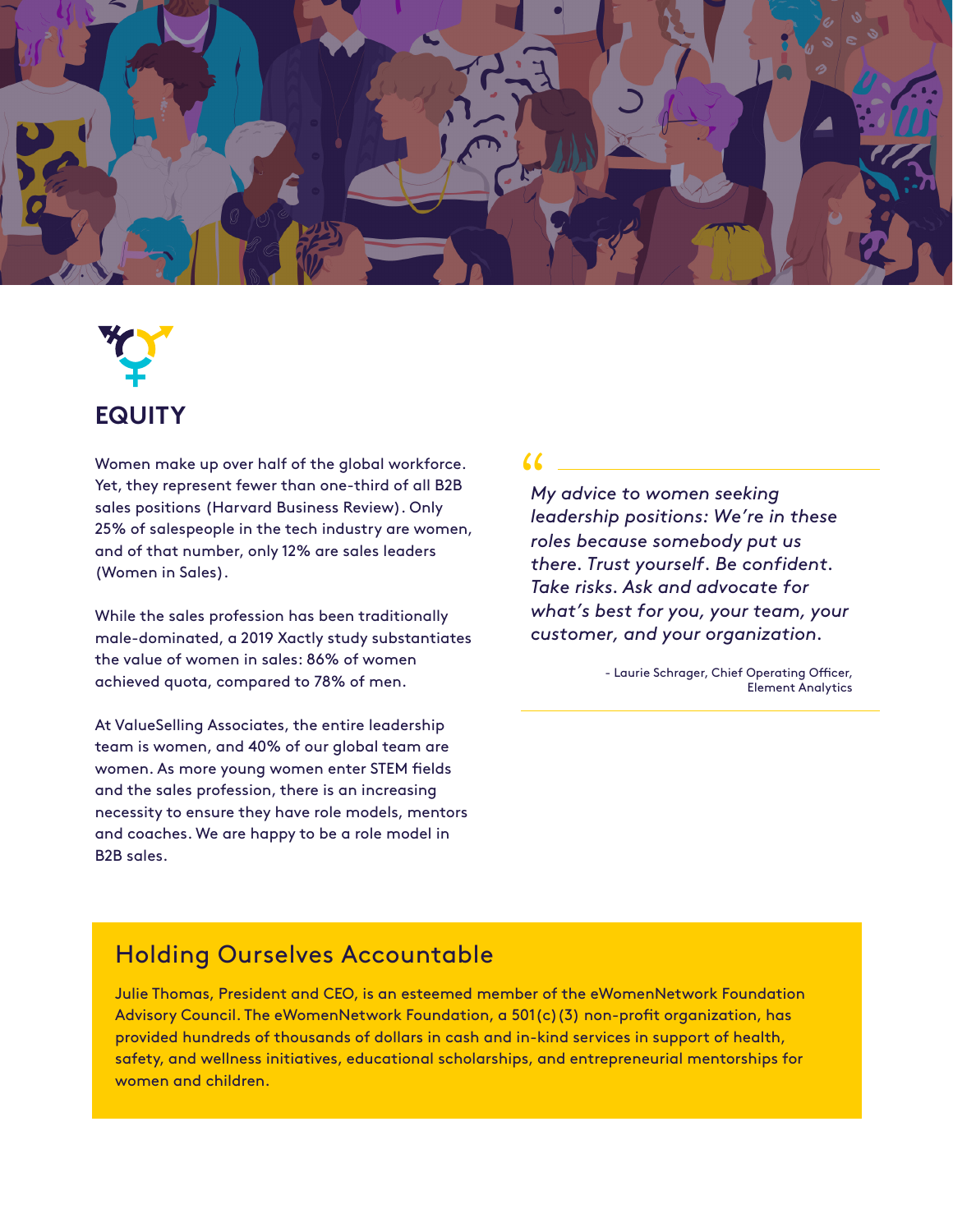# EQUITY

Women make up over half of the global workforce. Yet, they represent fewer than one-third of all B2B sales positions (Harvard Business Review). Only 25% of salespeople in the tech industry are women, and of that number, only 12% are sales leaders (Women in Sales).

While the sales profession has been traditionally male-dominated, a 2019 Xactly study substantiates the value of women in sales: 86% of women achieved quota, compared to 78% of men.

At ValueSelling Associates, the entire leadership team is women, and 40% of our global team are women. As more young women enter STEM fields and the sales profession, there is an increasing necessity to ensure they have role models, mentors and coaches. We are happy to be a role model in B2B sales.

> *My advice to women seeking leadership positions: We're in these roles because somebody put us there. Trust yourself. Be confident. Take risks. Ask and advocate for what's best for you, your team, your customer, and your organization.*
>
> \- Laurie Schrager, Chief Operating Officer, Element Analytics

## Holding Ourselves Accountable

Julie Thomas, President and CEO, is an esteemed member of the eWomenNetwork Foundation Advisory Council. The eWomenNetwork Foundation, a 501(c)(3) non-profit organization, has provided hundreds of thousands of dollars in cash and in-kind services in support of health, safety, and wellness initiatives, educational scholarships, and entrepreneurial mentorships for women and children.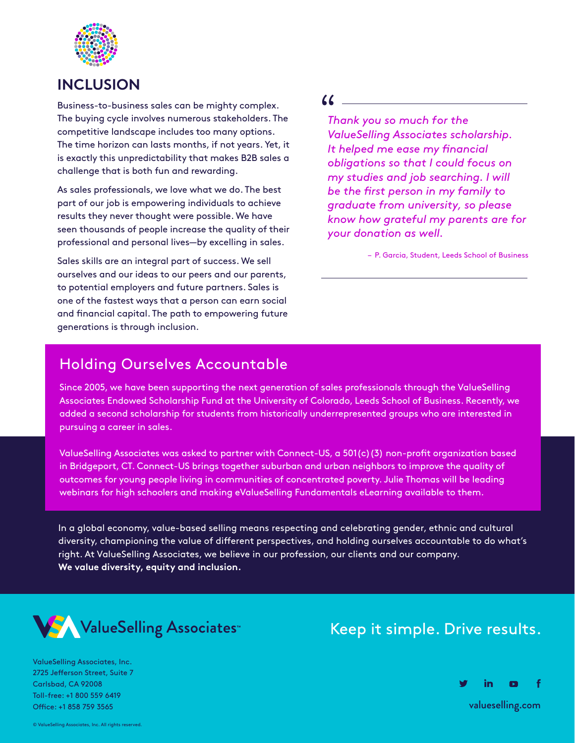## INCLUSION

Business-to-business sales can be mighty complex. The buying cycle involves numerous stakeholders. The competitive landscape includes too many options. The time horizon can lasts months, if not years. Yet, it is exactly this unpredictability that makes B2B sales a challenge that is both fun and rewarding.

As sales professionals, we love what we do. The best part of our job is empowering individuals to achieve results they never thought were possible. We have seen thousands of people increase the quality of their professional and personal lives—by excelling in sales.

Sales skills are an integral part of success. We sell ourselves and our ideas to our peers and our parents, to potential employers and future partners. Sales is one of the fastest ways that a person can earn social and financial capital. The path to empowering future generations is through inclusion.

> *Thank you so much for the ValueSelling Associates scholarship. It helped me ease my financial obligations so that I could focus on my studies and job searching. I will be the first person in my family to graduate from university, so please know how grateful my parents are for your donation as well.*
>
> – P. Garcia, Student, Leeds School of Business

## Holding Ourselves Accountable

Since 2005, we have been supporting the next generation of sales professionals through the ValueSelling Associates Endowed Scholarship Fund at the University of Colorado, Leeds School of Business. Recently, we added a second scholarship for students from historically underrepresented groups who are interested in pursuing a career in sales.

ValueSelling Associates was asked to partner with Connect-US, a 501(c)(3) non-profit organization based in Bridgeport, CT. Connect-US brings together suburban and urban neighbors to improve the quality of outcomes for young people living in communities of concentrated poverty. Julie Thomas will be leading webinars for high schoolers and making eValueSelling Fundamentals eLearning available to them.

In a global economy, value-based selling means respecting and celebrating gender, ethnic and cultural diversity, championing the value of different perspectives, and holding ourselves accountable to do what's right. At ValueSelling Associates, we believe in our profession, our clients and our company.
**We value diversity, equity and inclusion.**

ValueSelling Associates™

Keep it simple. Drive results.

ValueSelling Associates, Inc.
2725 Jefferson Street, Suite 7
Carlsbad, CA 92008
Toll-free: +1 800 559 6419
Office: +1 858 759 3565

valueselling.com

© ValueSelling Associates, Inc. All rights reserved.